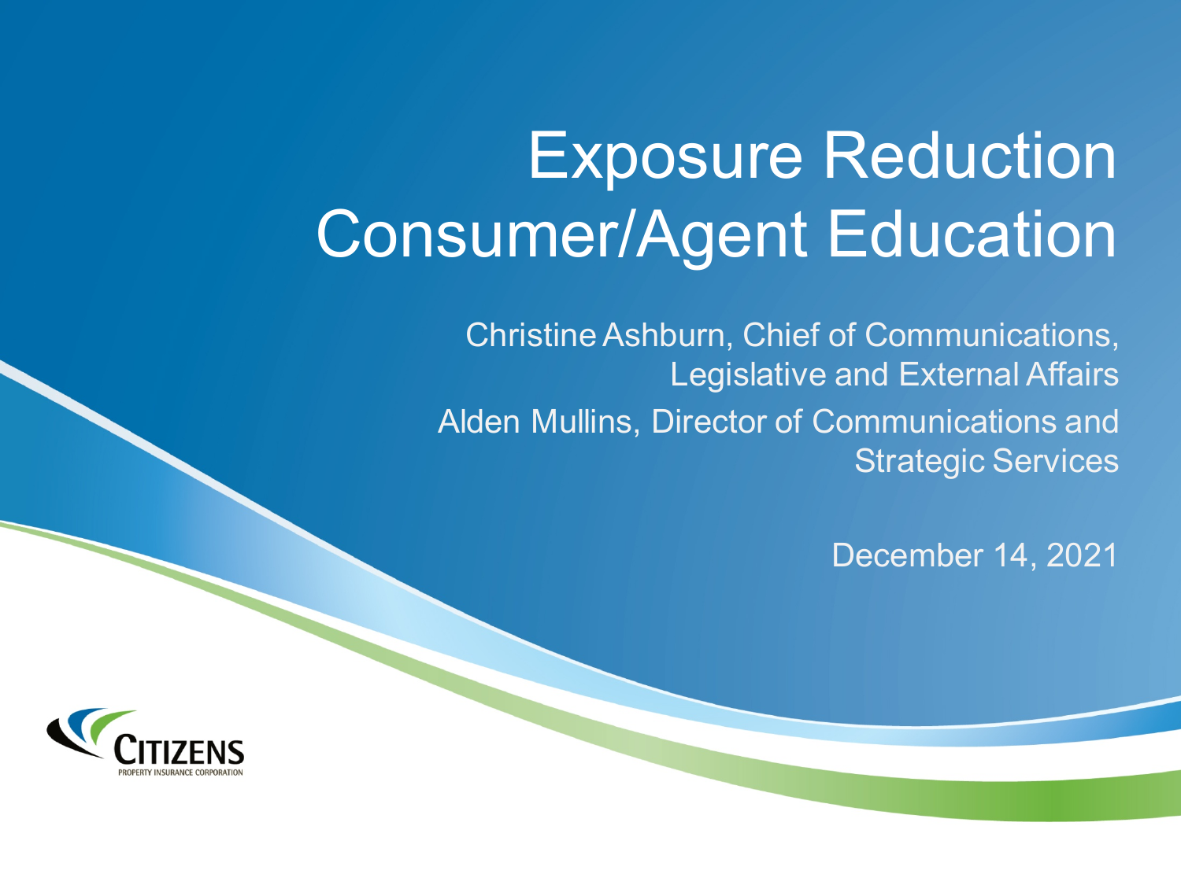# Exposure Reduction Consumer/Agent Education

Christine Ashburn, Chief of Communications, Legislative and External Affairs

Alden Mullins, Director of Communications and Strategic Services

December 14, 2021

CITIZENS PROPERTY INSURANCE CORPORATION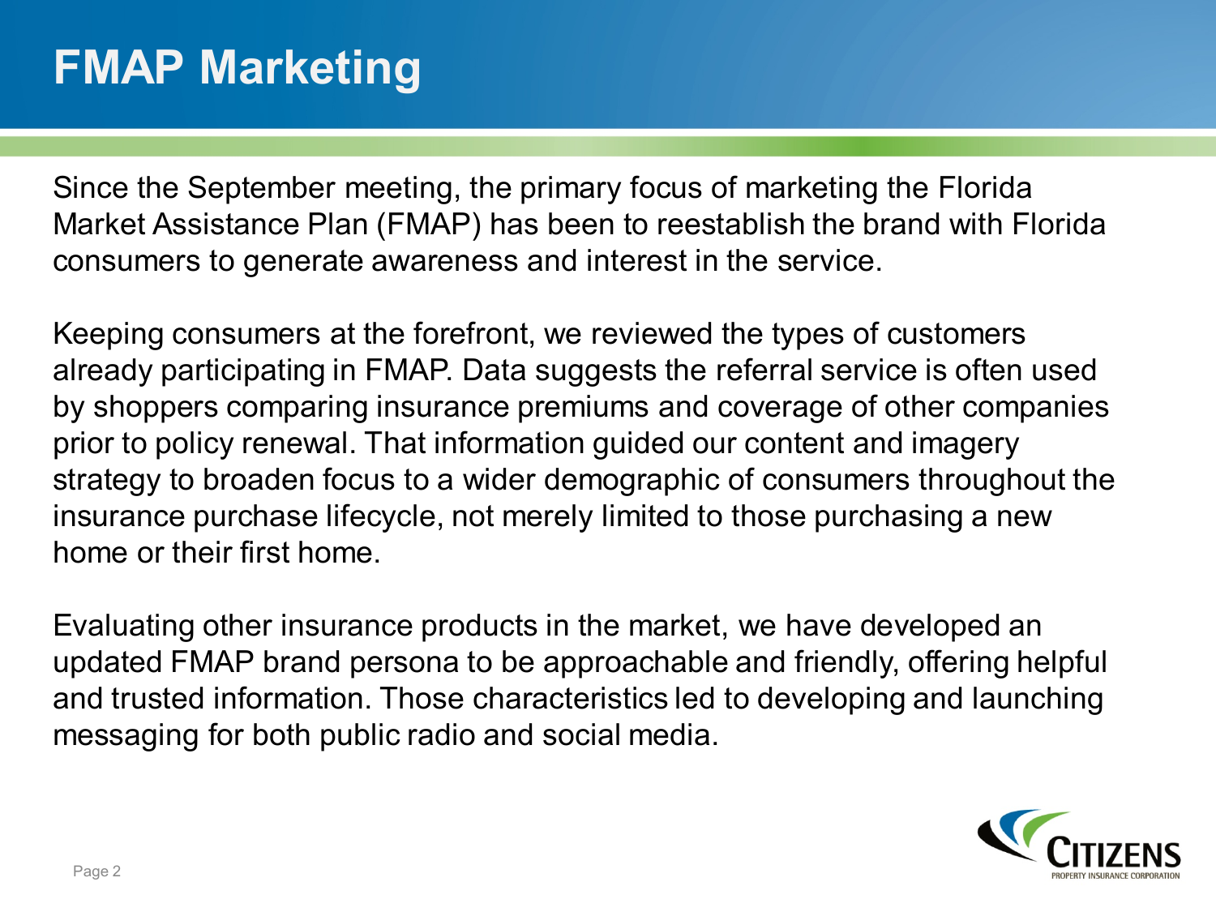# FMAP Marketing

Since the September meeting, the primary focus of marketing the Florida Market Assistance Plan (FMAP) has been to reestablish the brand with Florida consumers to generate awareness and interest in the service.

Keeping consumers at the forefront, we reviewed the types of customers already participating in FMAP. Data suggests the referral service is often used by shoppers comparing insurance premiums and coverage of other companies prior to policy renewal. That information guided our content and imagery strategy to broaden focus to a wider demographic of consumers throughout the insurance purchase lifecycle, not merely limited to those purchasing a new home or their first home.

Evaluating other insurance products in the market, we have developed an updated FMAP brand persona to be approachable and friendly, offering helpful and trusted information. Those characteristics led to developing and launching messaging for both public radio and social media.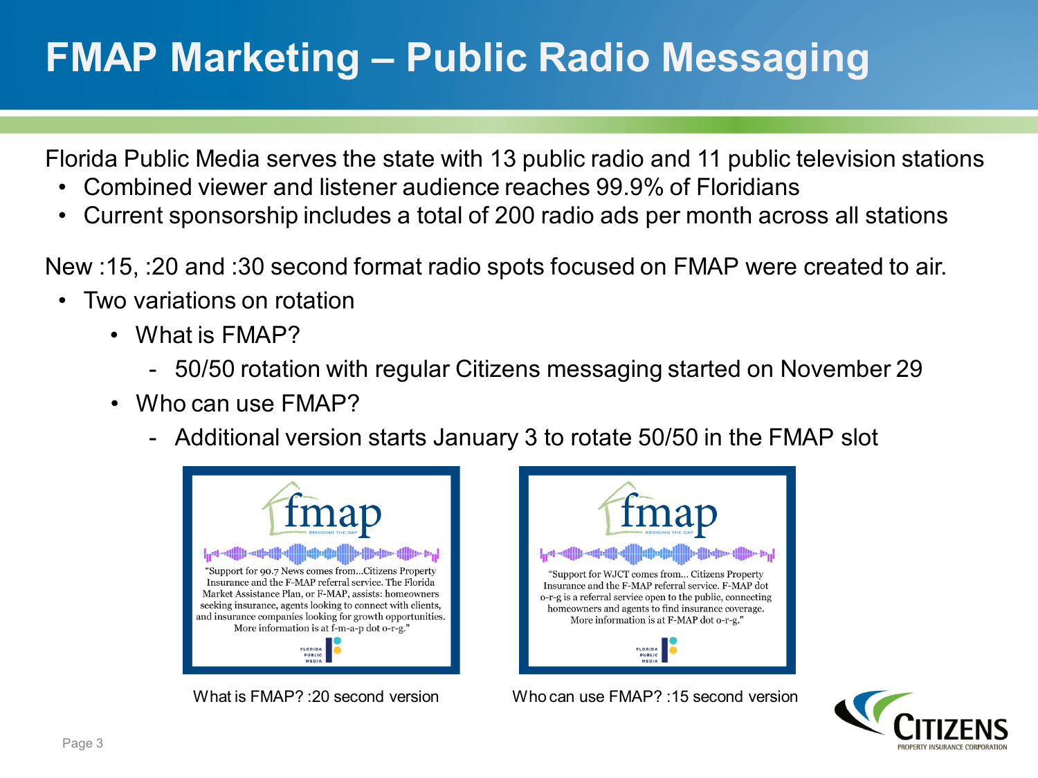# FMAP Marketing – Public Radio Messaging

Florida Public Media serves the state with 13 public radio and 11 public television stations

- Combined viewer and listener audience reaches 99.9% of Floridians
- Current sponsorship includes a total of 200 radio ads per month across all stations

New :15, :20 and :30 second format radio spots focused on FMAP were created to air.

- Two variations on rotation
  - What is FMAP?
    - 50/50 rotation with regular Citizens messaging started on November 29
  - Who can use FMAP?
    - Additional version starts January 3 to rotate 50/50 in the FMAP slot

fmap BRIDGING THE GAP

"Support for 90.7 News comes from...Citizens Property Insurance and the F-MAP referral service. The Florida Market Assistance Plan, or F-MAP, assists: homeowners seeking insurance, agents looking to connect with clients, and insurance companies looking for growth opportunities. More information is at f-m-a-p dot o-r-g."

FLORIDA PUBLIC MEDIA

What is FMAP? :20 second version

fmap BRIDGING THE GAP

"Support for WJCT comes from... Citizens Property Insurance and the F-MAP referral service. F-MAP dot o-r-g is a referral service open to the public, connecting homeowners and agents to find insurance coverage. More information is at F-MAP dot o-r-g."

FLORIDA PUBLIC MEDIA

Who can use FMAP? :15 second version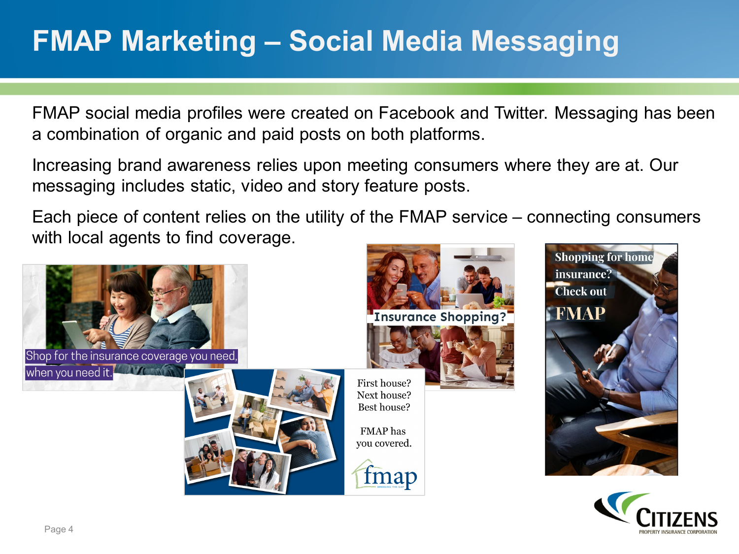# FMAP Marketing – Social Media Messaging

FMAP social media profiles were created on Facebook and Twitter. Messaging has been a combination of organic and paid posts on both platforms.

Increasing brand awareness relies upon meeting consumers where they are at. Our messaging includes static, video and story feature posts.

Each piece of content relies on the utility of the FMAP service – connecting consumers with local agents to find coverage.

Shop for the insurance coverage you need, when you need it.

Insurance Shopping?

First house? Next house? Best house?

FMAP has you covered.

fmap

Shopping for home insurance? Check out FMAP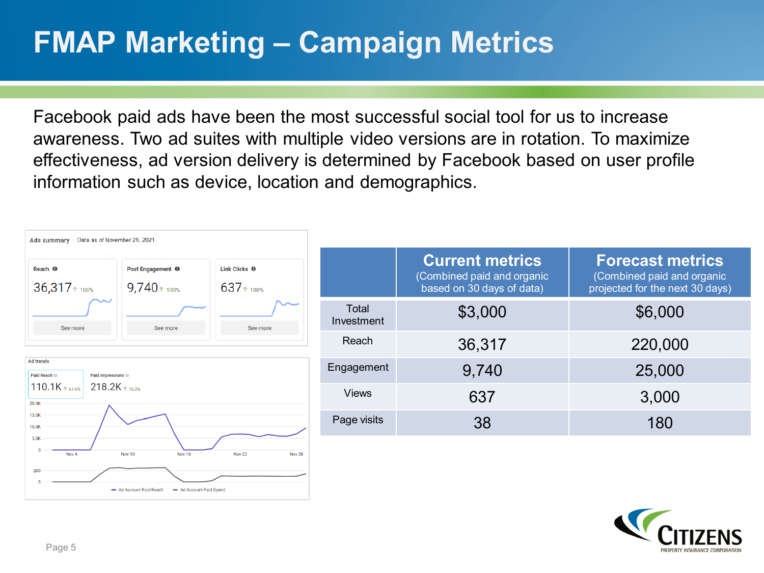# FMAP Marketing – Campaign Metrics

Facebook paid ads have been the most successful social tool for us to increase awareness. Two ad suites with multiple video versions are in rotation. To maximize effectiveness, ad version delivery is determined by Facebook based on user profile information such as device, location and demographics.

Ads summary    Data as of November 29, 2021

| Reach | Post Engagement | Link Clicks |
|---|---|---|
| 36,317 ↑ 100% | 9,740 ↑ 100% | 637 ↑ 100% |

Ad trends

Paid Reach 110.1K ↑ 61.6%    Paid Impressions 218.2K ↑ 76.3%

| | Current metrics (Combined paid and organic based on 30 days of data) | Forecast metrics (Combined paid and organic projected for the next 30 days) |
|---|---|---|
| Total Investment | $3,000 | $6,000 |
| Reach | 36,317 | 220,000 |
| Engagement | 9,740 | 25,000 |
| Views | 637 | 3,000 |
| Page visits | 38 | 180 |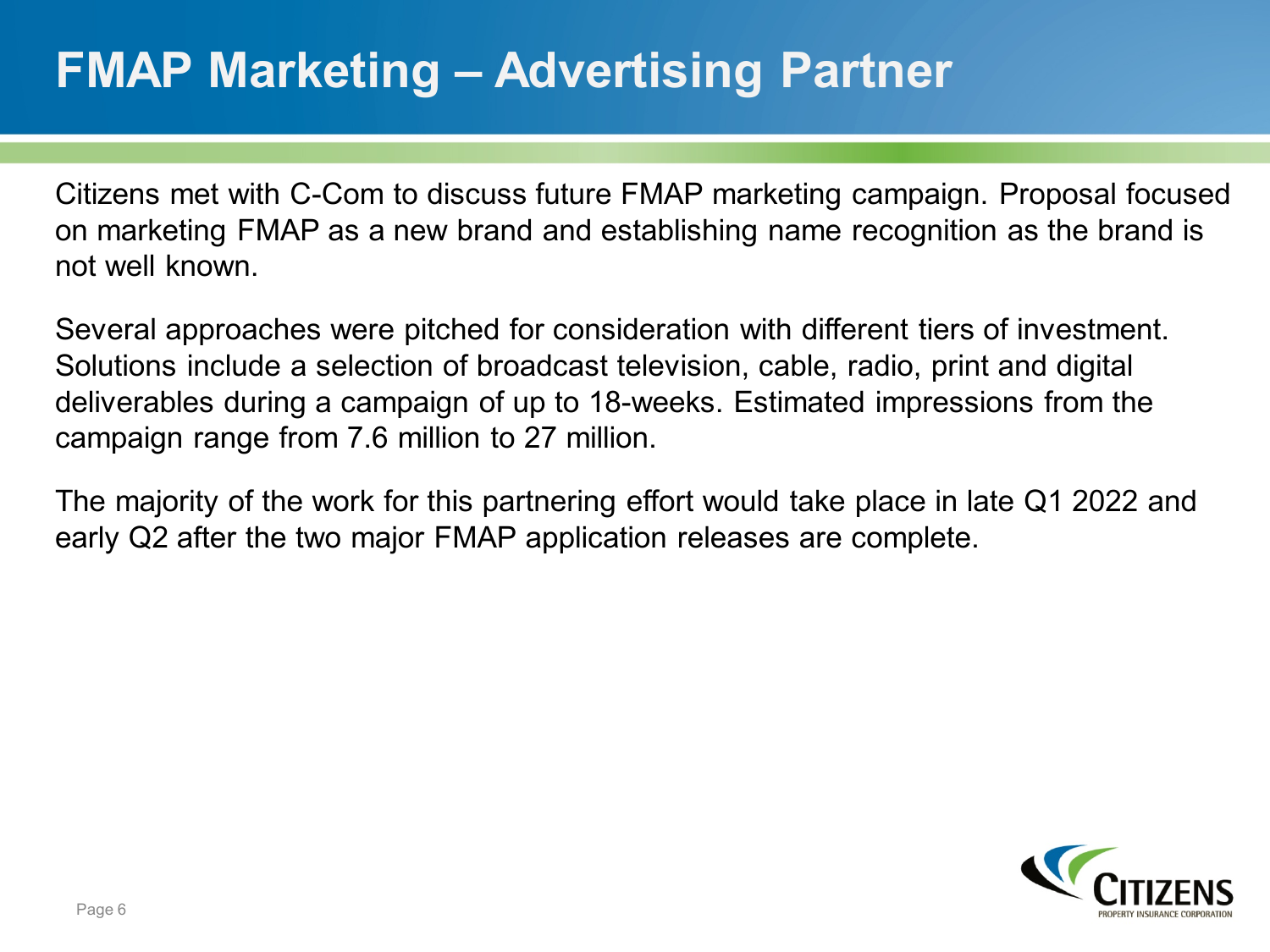# FMAP Marketing – Advertising Partner

Citizens met with C-Com to discuss future FMAP marketing campaign. Proposal focused on marketing FMAP as a new brand and establishing name recognition as the brand is not well known.

Several approaches were pitched for consideration with different tiers of investment. Solutions include a selection of broadcast television, cable, radio, print and digital deliverables during a campaign of up to 18-weeks. Estimated impressions from the campaign range from 7.6 million to 27 million.

The majority of the work for this partnering effort would take place in late Q1 2022 and early Q2 after the two major FMAP application releases are complete.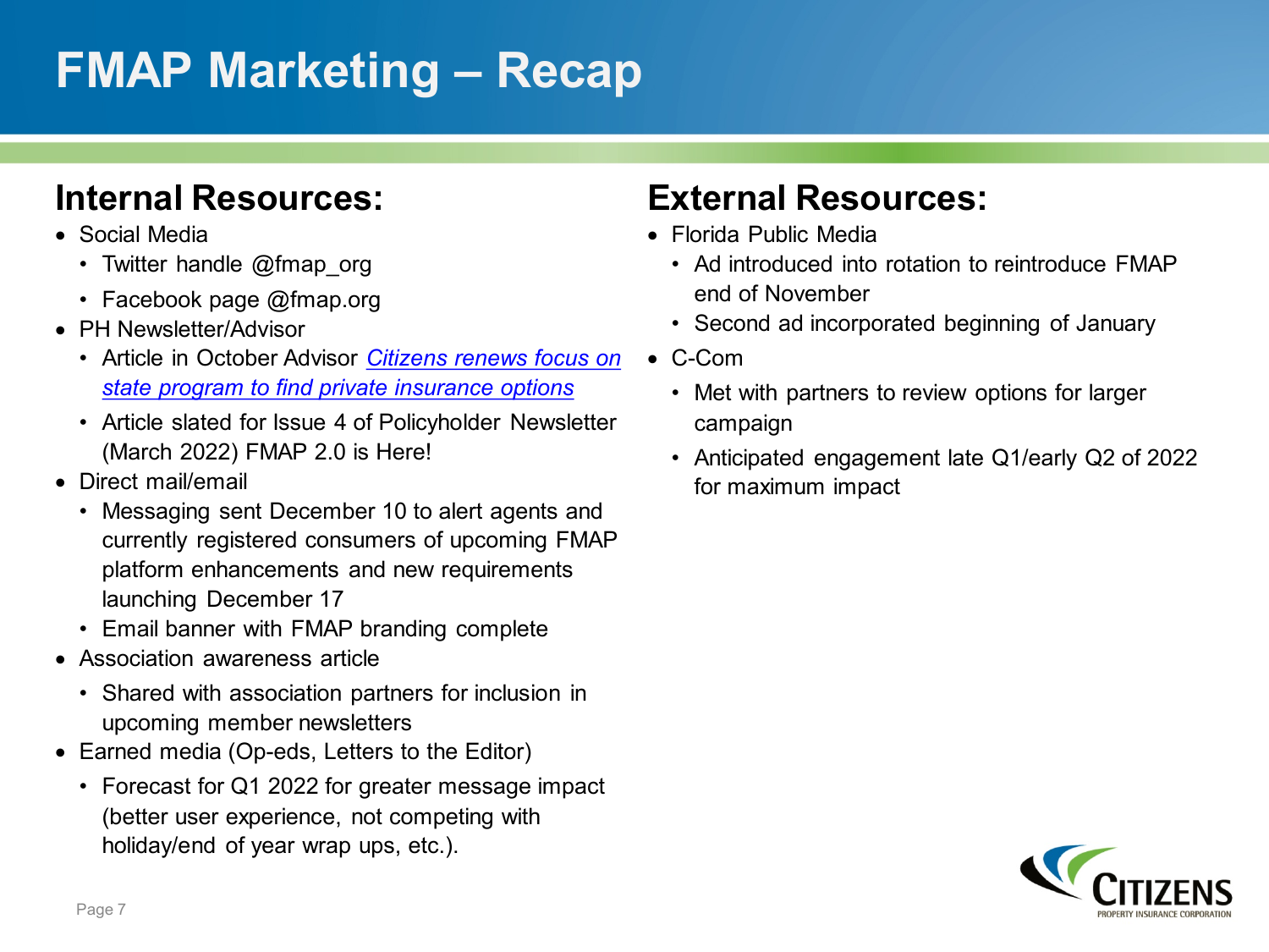# FMAP Marketing – Recap

## Internal Resources:

- Social Media
  - Twitter handle @fmap_org
  - Facebook page @fmap.org
- PH Newsletter/Advisor
  - Article in October Advisor *Citizens renews focus on state program to find private insurance options*
  - Article slated for Issue 4 of Policyholder Newsletter (March 2022) FMAP 2.0 is Here!
- Direct mail/email
  - Messaging sent December 10 to alert agents and currently registered consumers of upcoming FMAP platform enhancements and new requirements launching December 17
  - Email banner with FMAP branding complete
- Association awareness article
  - Shared with association partners for inclusion in upcoming member newsletters
- Earned media (Op-eds, Letters to the Editor)
  - Forecast for Q1 2022 for greater message impact (better user experience, not competing with holiday/end of year wrap ups, etc.).

## External Resources:

- Florida Public Media
  - Ad introduced into rotation to reintroduce FMAP end of November
  - Second ad incorporated beginning of January
- C-Com
  - Met with partners to review options for larger campaign
  - Anticipated engagement late Q1/early Q2 of 2022 for maximum impact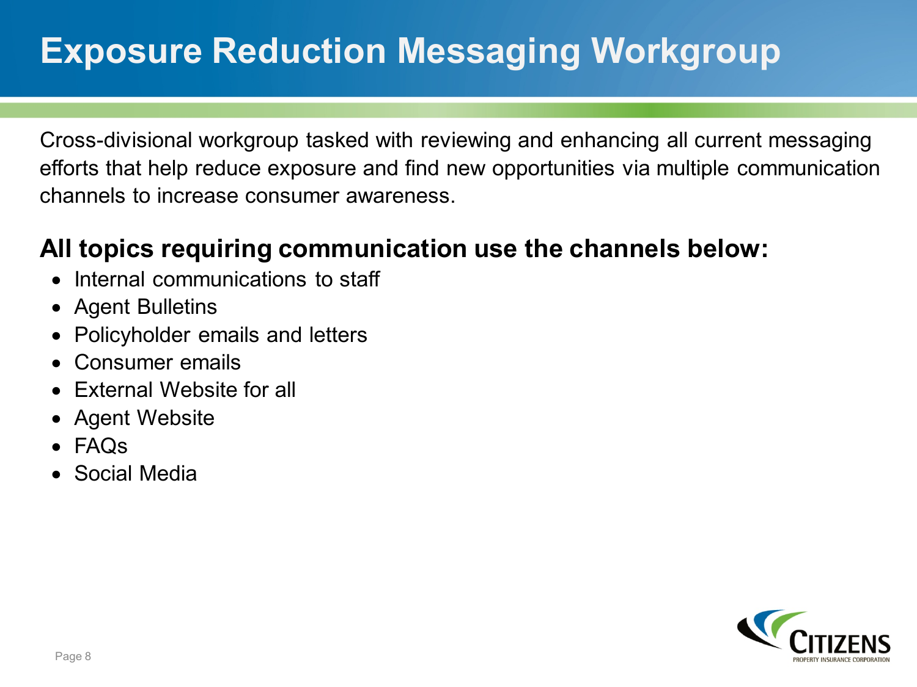# Exposure Reduction Messaging Workgroup

Cross-divisional workgroup tasked with reviewing and enhancing all current messaging efforts that help reduce exposure and find new opportunities via multiple communication channels to increase consumer awareness.

## All topics requiring communication use the channels below:

- Internal communications to staff
- Agent Bulletins
- Policyholder emails and letters
- Consumer emails
- External Website for all
- Agent Website
- FAQs
- Social Media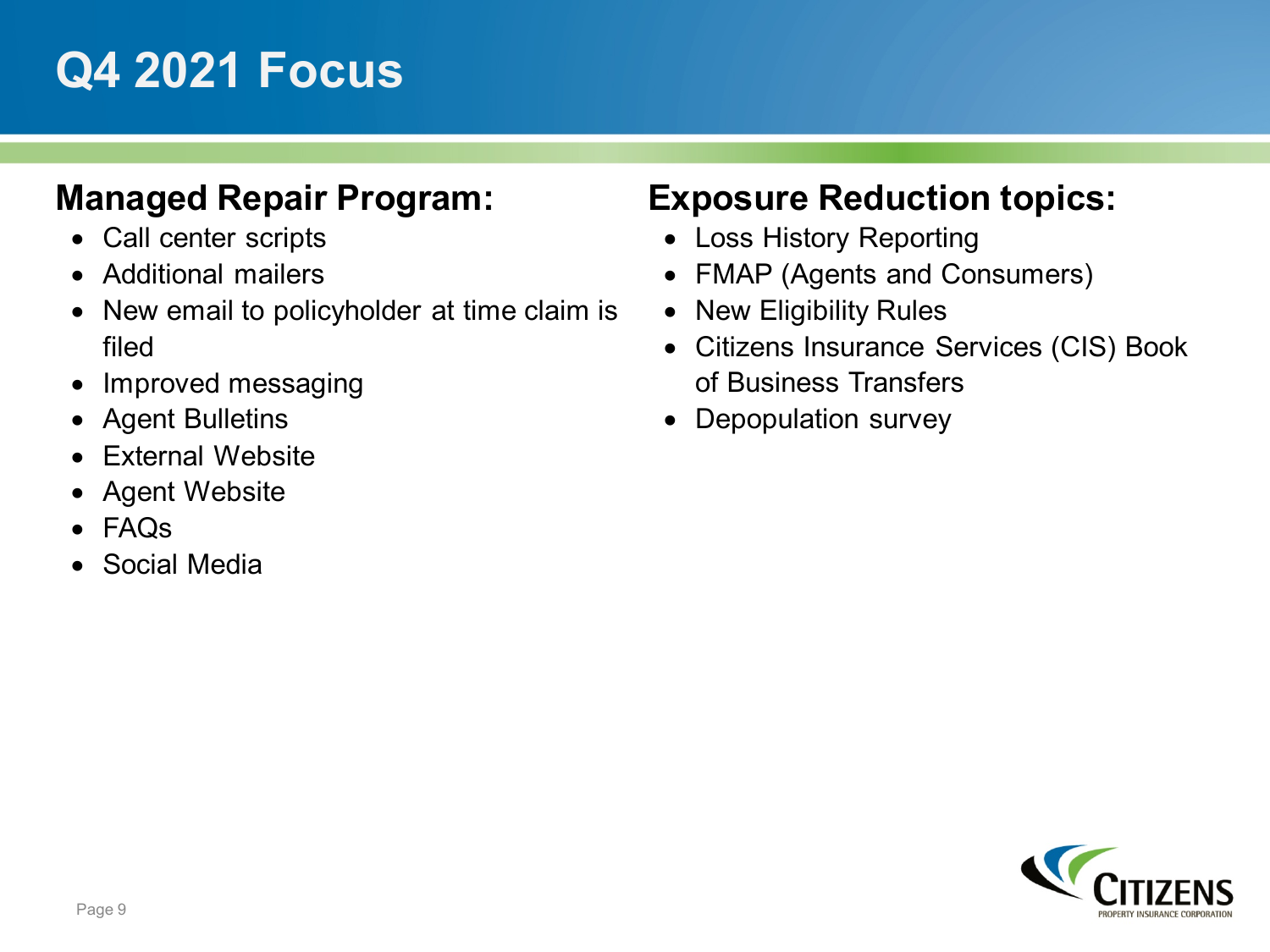# Q4 2021 Focus

## Managed Repair Program:

- Call center scripts
- Additional mailers
- New email to policyholder at time claim is filed
- Improved messaging
- Agent Bulletins
- External Website
- Agent Website
- FAQs
- Social Media

## Exposure Reduction topics:

- Loss History Reporting
- FMAP (Agents and Consumers)
- New Eligibility Rules
- Citizens Insurance Services (CIS) Book of Business Transfers
- Depopulation survey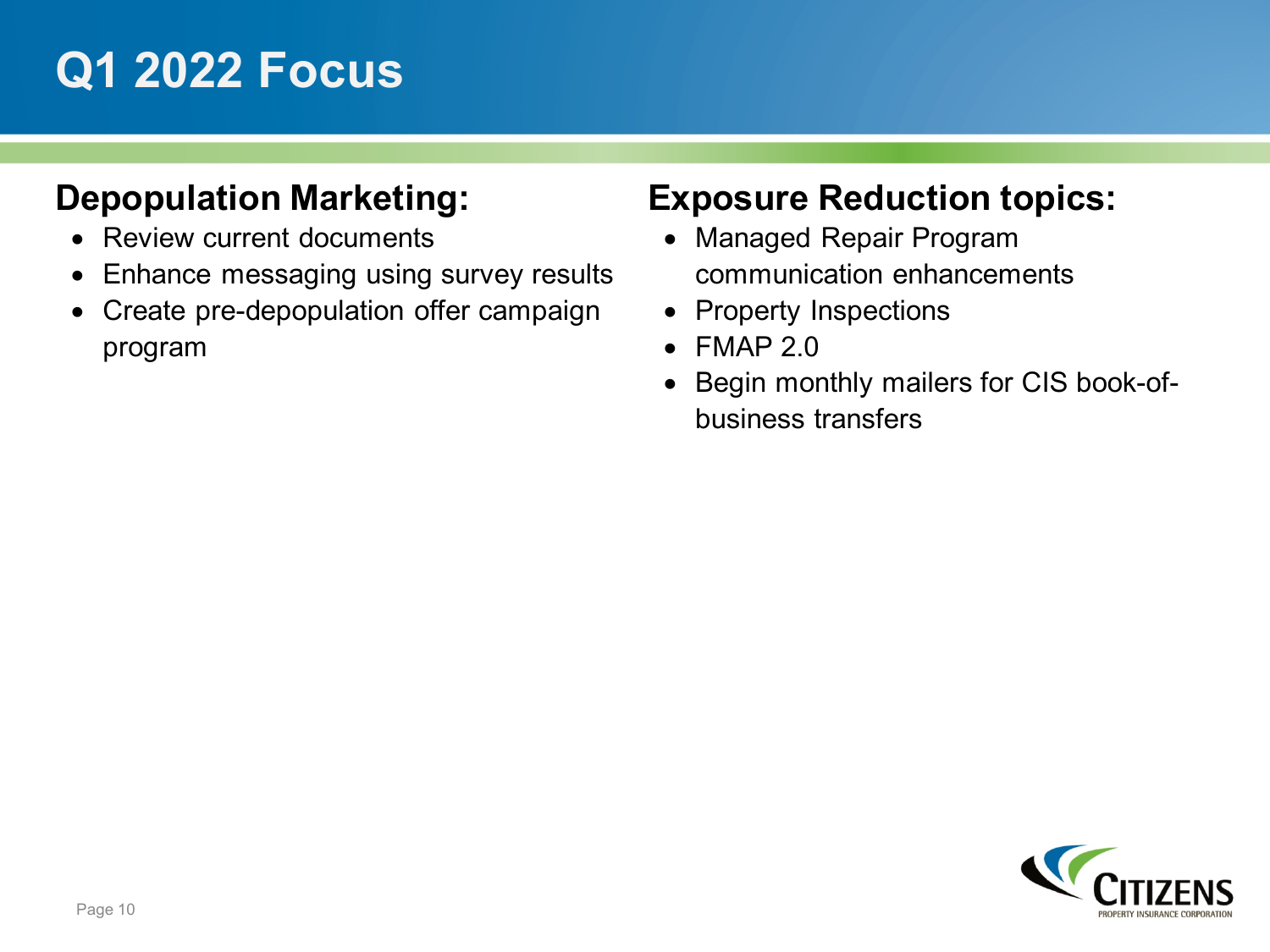# Q1 2022 Focus

## Depopulation Marketing:

- Review current documents
- Enhance messaging using survey results
- Create pre-depopulation offer campaign program

## Exposure Reduction topics:

- Managed Repair Program communication enhancements
- Property Inspections
- FMAP 2.0
- Begin monthly mailers for CIS book-of-business transfers